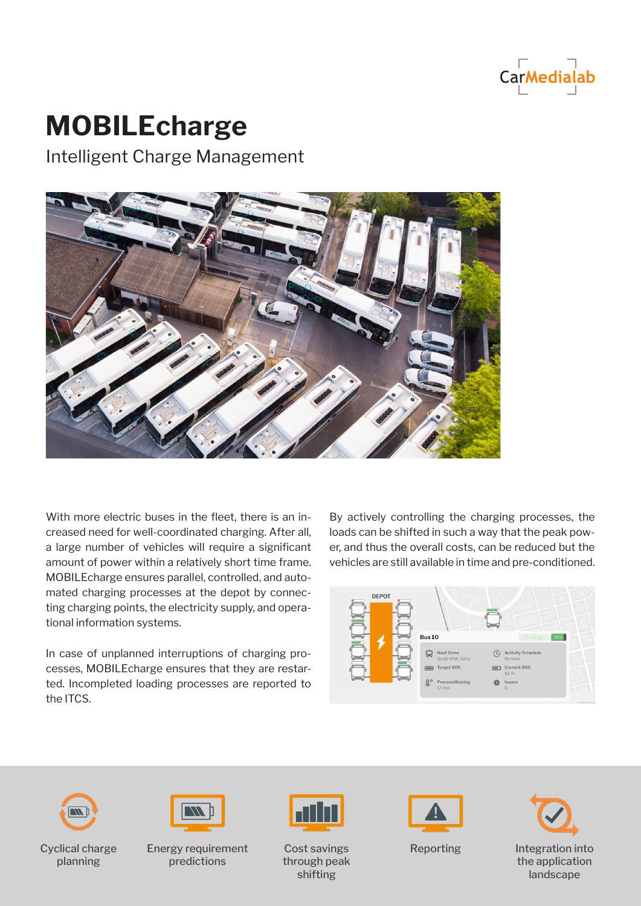CarMedialab

# MOBILEcharge

## Intelligent Charge Management

With more electric buses in the fleet, there is an increased need for well-coordinated charging. After all, a large number of vehicles will require a significant amount of power within a relatively short time frame. MOBILEcharge ensures parallel, controlled, and automated charging processes at the depot by connecting charging points, the electricity supply, and operational information systems.

In case of unplanned interruptions of charging processes, MOBILEcharge ensures that they are restarted. Incompleted loading processes are reported to the ITCS.

By actively controlling the charging processes, the loads can be shifted in such a way that the peak power, and thus the overall costs, can be reduced but the vehicles are still available in time and pre-conditioned.

- Cyclical charge planning
- Energy requirement predictions
- Cost savings through peak shifting
- Reporting
- Integration into the application landscape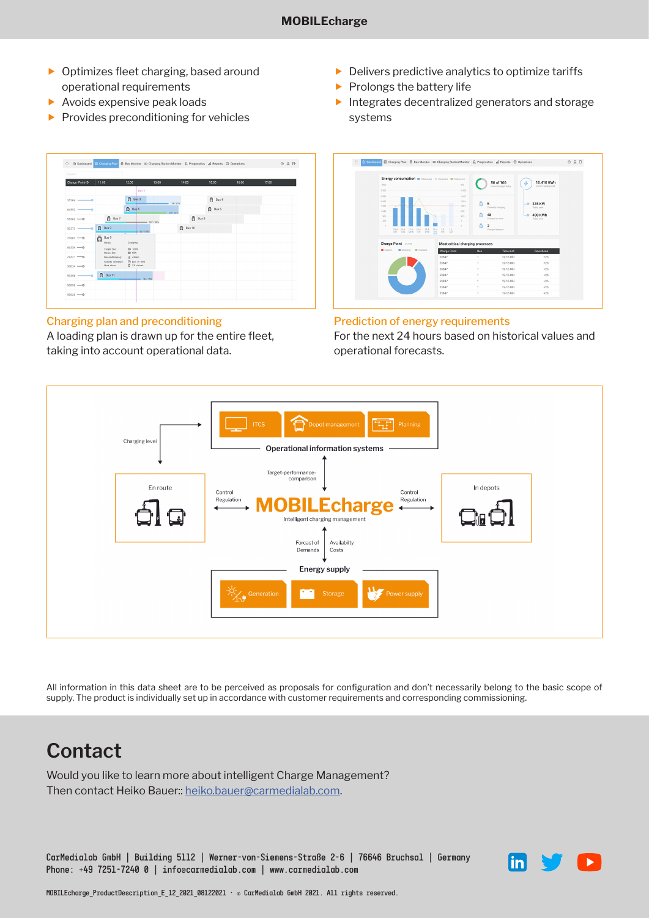- Optimizes fleet charging, based around operational requirements
- Avoids expensive peak loads
- Provides preconditioning for vehicles
- Delivers predictive analytics to optimize tariffs
- Prolongs the battery life
- Integrates decentralized generators and storage systems

### Charging plan and preconditioning

A loading plan is drawn up for the entire fleet, taking into account operational data.

### Prediction of energy requirements

For the next 24 hours based on historical values and operational forecasts.

ITCS
Depot management
Planning
Operational information systems
Charging level
Target-performance-comparison
En route
Control
Regulation
MOBILEcharge
Intelligent charging management
Control
Regulation
In depots
Forcast of Demands
Availabity Costs
Energy supply
Generation
Storage
Power supply

All information in this data sheet are to be perceived as proposals for configuration and don't necessarily belong to the basic scope of supply. The product is individually set up in accordance with customer requirements and corresponding commissioning.

## Contact

Would you like to learn more about intelligent Charge Management?
Then contact Heiko Bauer:: heiko.bauer@carmedialab.com.

CarMedialab GmbH | Building 5112 | Werner-von-Siemens-Straße 2-6 | 76646 Bruchsal | Germany
Phone: +49 7251-7240 0 | info@carmedialab.com | www.carmedialab.com

MOBILEcharge_ProductDescription_E_12_2021_08122021 · © CarMedialab GmbH 2021. All rights reserved.